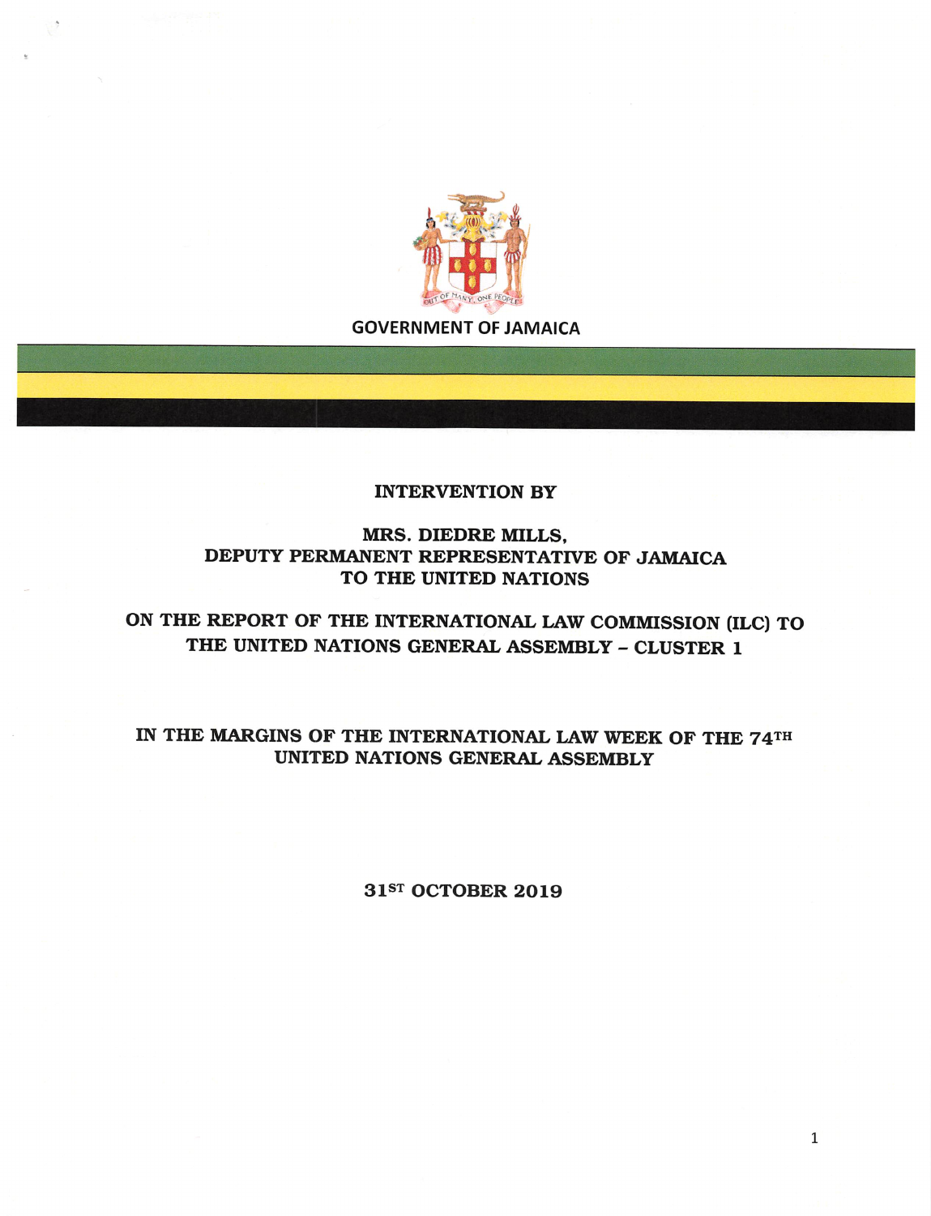GOVERNMENT OF JAMAICA

**INTERVENTION BY**

**MRS. DIEDRE MILLS,**
**DEPUTY PERMANENT REPRESENTATIVE OF JAMAICA TO THE UNITED NATIONS**

**ON THE REPORT OF THE INTERNATIONAL LAW COMMISSION (ILC) TO THE UNITED NATIONS GENERAL ASSEMBLY – CLUSTER 1**

**IN THE MARGINS OF THE INTERNATIONAL LAW WEEK OF THE 74TH UNITED NATIONS GENERAL ASSEMBLY**

**31ST OCTOBER 2019**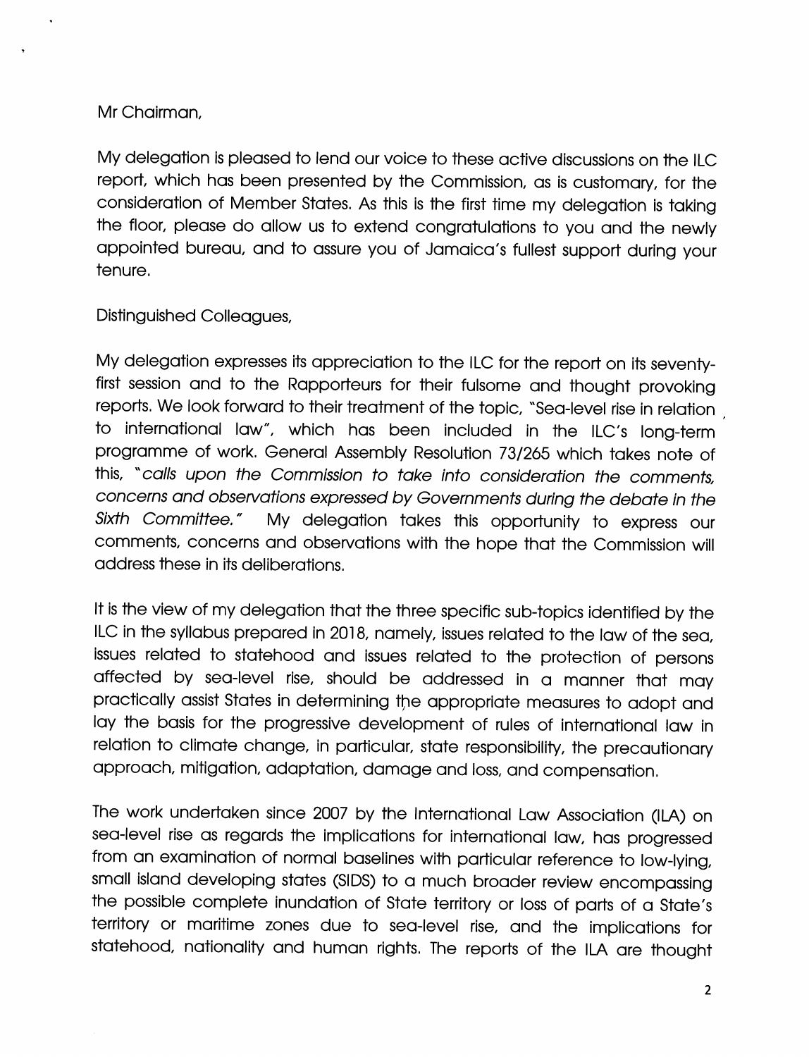Mr Chairman,

My delegation is pleased to lend our voice to these active discussions on the ILC report, which has been presented by the Commission, as is customary, for the consideration of Member States. As this is the first time my delegation is taking the floor, please do allow us to extend congratulations to you and the newly appointed bureau, and to assure you of Jamaica's fullest support during your tenure.

Distinguished Colleagues,

My delegation expresses its appreciation to the ILC for the report on its seventy-first session and to the Rapporteurs for their fulsome and thought provoking reports. We look forward to their treatment of the topic, "Sea-level rise in relation to international law", which has been included in the ILC's long-term programme of work. General Assembly Resolution 73/265 which takes note of this, "*calls upon the Commission to take into consideration the comments, concerns and observations expressed by Governments during the debate in the Sixth Committee.*" My delegation takes this opportunity to express our comments, concerns and observations with the hope that the Commission will address these in its deliberations.

It is the view of my delegation that the three specific sub-topics identified by the ILC in the syllabus prepared in 2018, namely, issues related to the law of the sea, issues related to statehood and issues related to the protection of persons affected by sea-level rise, should be addressed in a manner that may practically assist States in determining the appropriate measures to adopt and lay the basis for the progressive development of rules of international law in relation to climate change, in particular, state responsibility, the precautionary approach, mitigation, adaptation, damage and loss, and compensation.

The work undertaken since 2007 by the International Law Association (ILA) on sea-level rise as regards the implications for international law, has progressed from an examination of normal baselines with particular reference to low-lying, small island developing states (SIDS) to a much broader review encompassing the possible complete inundation of State territory or loss of parts of a State's territory or maritime zones due to sea-level rise, and the implications for statehood, nationality and human rights. The reports of the ILA are thought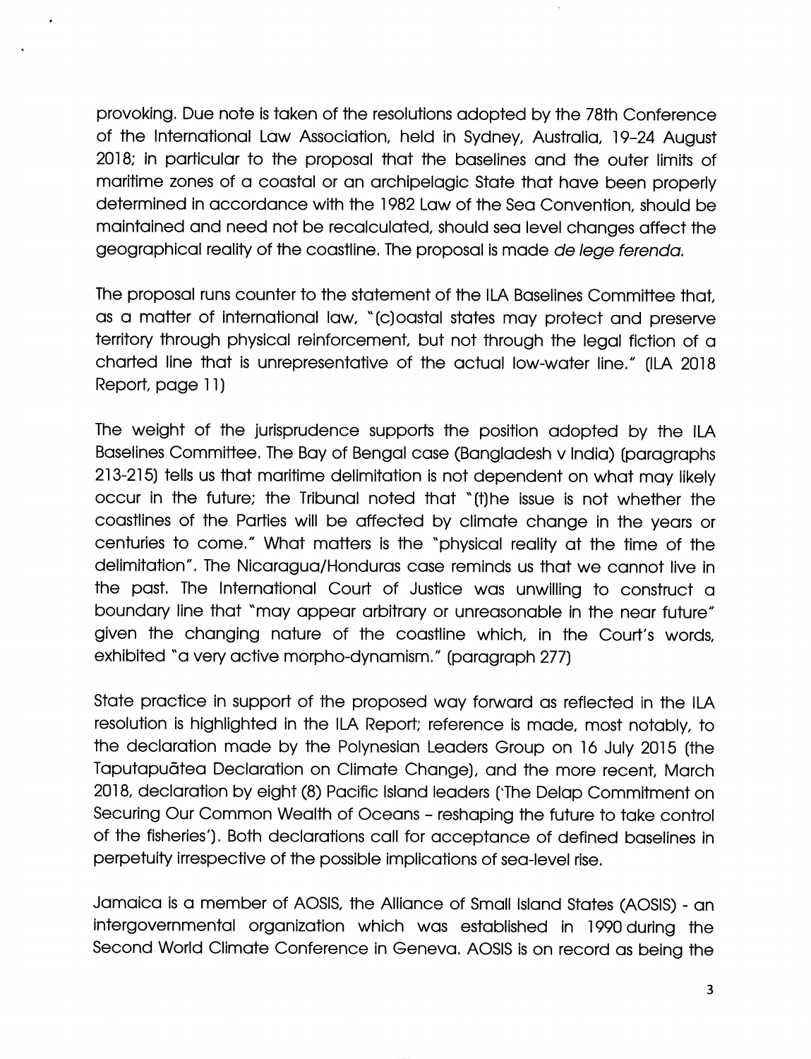provoking. Due note is taken of the resolutions adopted by the 78th Conference of the International Law Association, held in Sydney, Australia, 19–24 August 2018; in particular to the proposal that the baselines and the outer limits of maritime zones of a coastal or an archipelagic State that have been properly determined in accordance with the 1982 Law of the Sea Convention, should be maintained and need not be recalculated, should sea level changes affect the geographical reality of the coastline. The proposal is made *de lege ferenda.*

The proposal runs counter to the statement of the ILA Baselines Committee that, as a matter of international law, "(c)oastal states may protect and preserve territory through physical reinforcement, but not through the legal fiction of a charted line that is unrepresentative of the actual low-water line." (ILA 2018 Report, page 11)

The weight of the jurisprudence supports the position adopted by the ILA Baselines Committee. The Bay of Bengal case (Bangladesh v India) (paragraphs 213-215) tells us that maritime delimitation is not dependent on what may likely occur in the future; the Tribunal noted that "(t)he issue is not whether the coastlines of the Parties will be affected by climate change in the years or centuries to come." What matters is the "physical reality at the time of the delimitation". The Nicaragua/Honduras case reminds us that we cannot live in the past. The International Court of Justice was unwilling to construct a boundary line that "may appear arbitrary or unreasonable in the near future" given the changing nature of the coastline which, in the Court's words, exhibited "a very active morpho-dynamism." (paragraph 277)

State practice in support of the proposed way forward as reflected in the ILA resolution is highlighted in the ILA Report; reference is made, most notably, to the declaration made by the Polynesian Leaders Group on 16 July 2015 (the Taputapuātea Declaration on Climate Change), and the more recent, March 2018, declaration by eight (8) Pacific Island leaders ('The Delap Commitment on Securing Our Common Wealth of Oceans – reshaping the future to take control of the fisheries'). Both declarations call for acceptance of defined baselines in perpetuity irrespective of the possible implications of sea-level rise.

Jamaica is a member of AOSIS, the Alliance of Small Island States (AOSIS) - an intergovernmental organization which was established in 1990 during the Second World Climate Conference in Geneva. AOSIS is on record as being the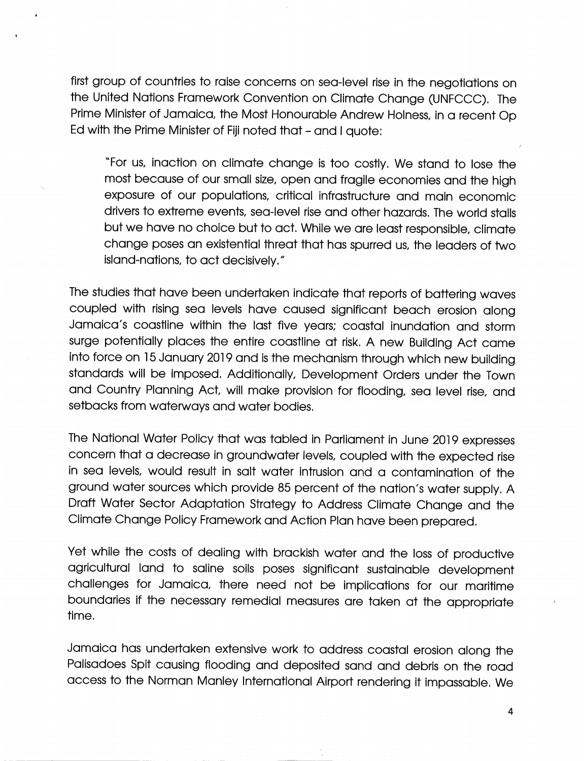first group of countries to raise concerns on sea-level rise in the negotiations on the United Nations Framework Convention on Climate Change (UNFCCC). The Prime Minister of Jamaica, the Most Honourable Andrew Holness, in a recent Op Ed with the Prime Minister of Fiji noted that – and I quote:

> "For us, inaction on climate change is too costly. We stand to lose the most because of our small size, open and fragile economies and the high exposure of our populations, critical infrastructure and main economic drivers to extreme events, sea-level rise and other hazards. The world stalls but we have no choice but to act. While we are least responsible, climate change poses an existential threat that has spurred us, the leaders of two island-nations, to act decisively."

The studies that have been undertaken indicate that reports of battering waves coupled with rising sea levels have caused significant beach erosion along Jamaica's coastline within the last five years; coastal inundation and storm surge potentially places the entire coastline at risk. A new Building Act came into force on 15 January 2019 and is the mechanism through which new building standards will be imposed. Additionally, Development Orders under the Town and Country Planning Act, will make provision for flooding, sea level rise, and setbacks from waterways and water bodies.

The National Water Policy that was tabled in Parliament in June 2019 expresses concern that a decrease in groundwater levels, coupled with the expected rise in sea levels, would result in salt water intrusion and a contamination of the ground water sources which provide 85 percent of the nation's water supply. A Draft Water Sector Adaptation Strategy to Address Climate Change and the Climate Change Policy Framework and Action Plan have been prepared.

Yet while the costs of dealing with brackish water and the loss of productive agricultural land to saline soils poses significant sustainable development challenges for Jamaica, there need not be implications for our maritime boundaries if the necessary remedial measures are taken at the appropriate time.

Jamaica has undertaken extensive work to address coastal erosion along the Palisadoes Spit causing flooding and deposited sand and debris on the road access to the Norman Manley International Airport rendering it impassable. We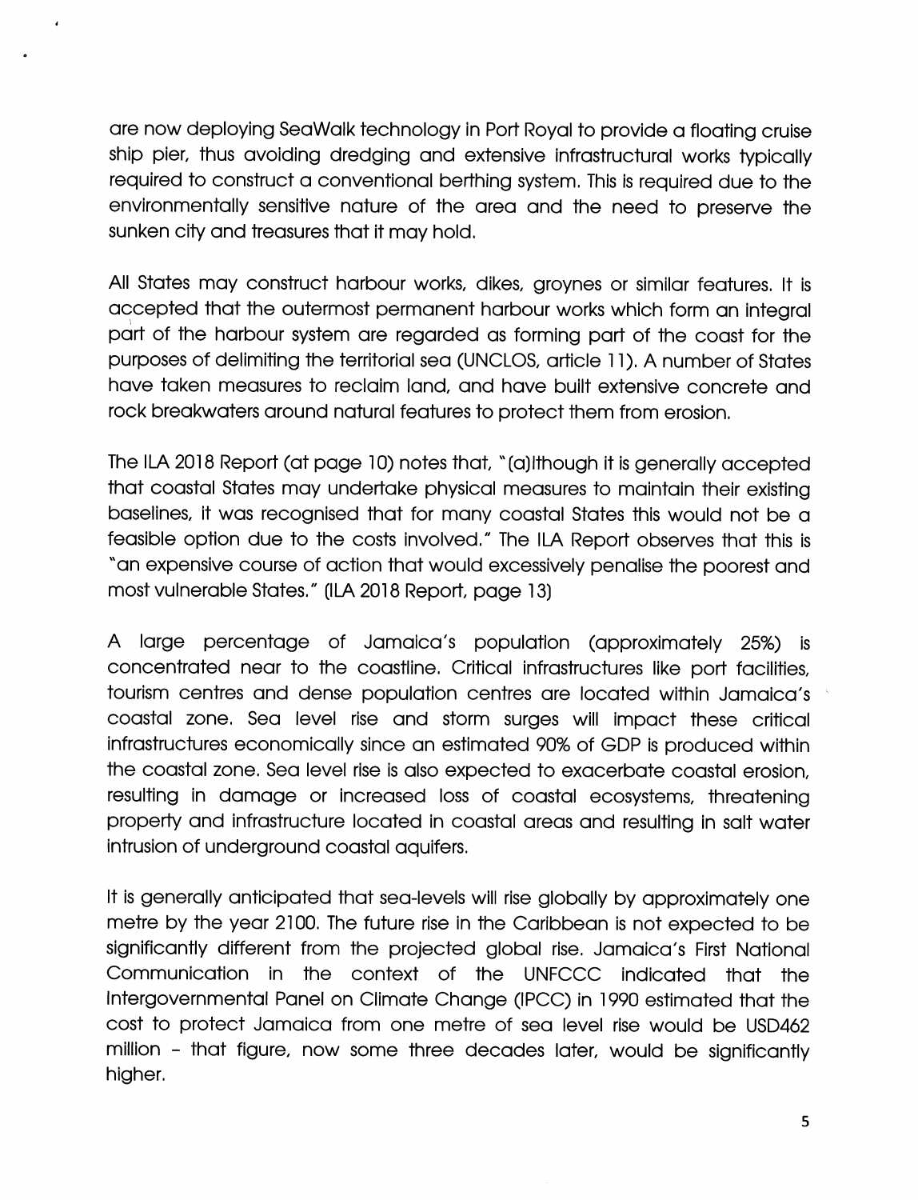are now deploying SeaWalk technology in Port Royal to provide a floating cruise ship pier, thus avoiding dredging and extensive infrastructural works typically required to construct a conventional berthing system. This is required due to the environmentally sensitive nature of the area and the need to preserve the sunken city and treasures that it may hold.

All States may construct harbour works, dikes, groynes or similar features. It is accepted that the outermost permanent harbour works which form an integral part of the harbour system are regarded as forming part of the coast for the purposes of delimiting the territorial sea (UNCLOS, article 11). A number of States have taken measures to reclaim land, and have built extensive concrete and rock breakwaters around natural features to protect them from erosion.

The ILA 2018 Report (at page 10) notes that, "(a)lthough it is generally accepted that coastal States may undertake physical measures to maintain their existing baselines, it was recognised that for many coastal States this would not be a feasible option due to the costs involved." The ILA Report observes that this is "an expensive course of action that would excessively penalise the poorest and most vulnerable States." (ILA 2018 Report, page 13)

A large percentage of Jamaica's population (approximately 25%) is concentrated near to the coastline. Critical infrastructures like port facilities, tourism centres and dense population centres are located within Jamaica's coastal zone. Sea level rise and storm surges will impact these critical infrastructures economically since an estimated 90% of GDP is produced within the coastal zone. Sea level rise is also expected to exacerbate coastal erosion, resulting in damage or increased loss of coastal ecosystems, threatening property and infrastructure located in coastal areas and resulting in salt water intrusion of underground coastal aquifers.

It is generally anticipated that sea-levels will rise globally by approximately one metre by the year 2100. The future rise in the Caribbean is not expected to be significantly different from the projected global rise. Jamaica's First National Communication in the context of the UNFCCC indicated that the Intergovernmental Panel on Climate Change (IPCC) in 1990 estimated that the cost to protect Jamaica from one metre of sea level rise would be USD462 million – that figure, now some three decades later, would be significantly higher.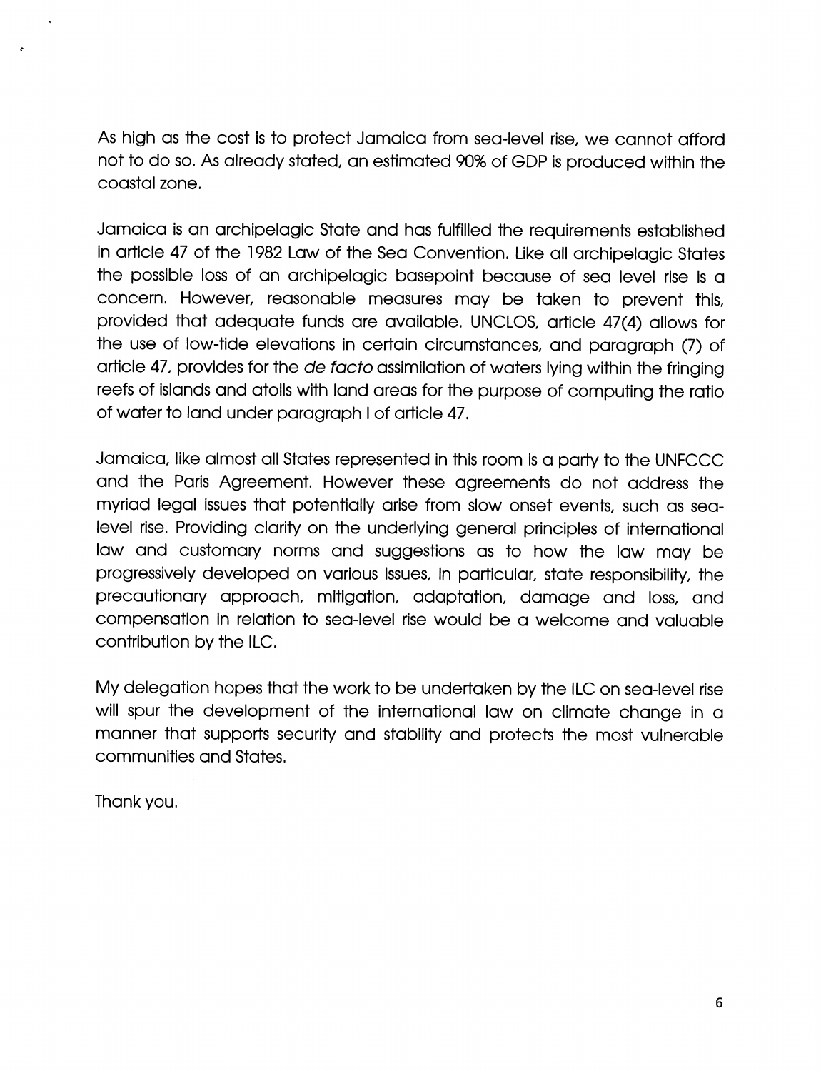As high as the cost is to protect Jamaica from sea-level rise, we cannot afford not to do so. As already stated, an estimated 90% of GDP is produced within the coastal zone.

Jamaica is an archipelagic State and has fulfilled the requirements established in article 47 of the 1982 Law of the Sea Convention. Like all archipelagic States the possible loss of an archipelagic basepoint because of sea level rise is a concern. However, reasonable measures may be taken to prevent this, provided that adequate funds are available. UNCLOS, article 47(4) allows for the use of low-tide elevations in certain circumstances, and paragraph (7) of article 47, provides for the *de facto* assimilation of waters lying within the fringing reefs of islands and atolls with land areas for the purpose of computing the ratio of water to land under paragraph I of article 47.

Jamaica, like almost all States represented in this room is a party to the UNFCCC and the Paris Agreement. However these agreements do not address the myriad legal issues that potentially arise from slow onset events, such as sea-level rise. Providing clarity on the underlying general principles of international law and customary norms and suggestions as to how the law may be progressively developed on various issues, in particular, state responsibility, the precautionary approach, mitigation, adaptation, damage and loss, and compensation in relation to sea-level rise would be a welcome and valuable contribution by the ILC.

My delegation hopes that the work to be undertaken by the ILC on sea-level rise will spur the development of the international law on climate change in a manner that supports security and stability and protects the most vulnerable communities and States.

Thank you.